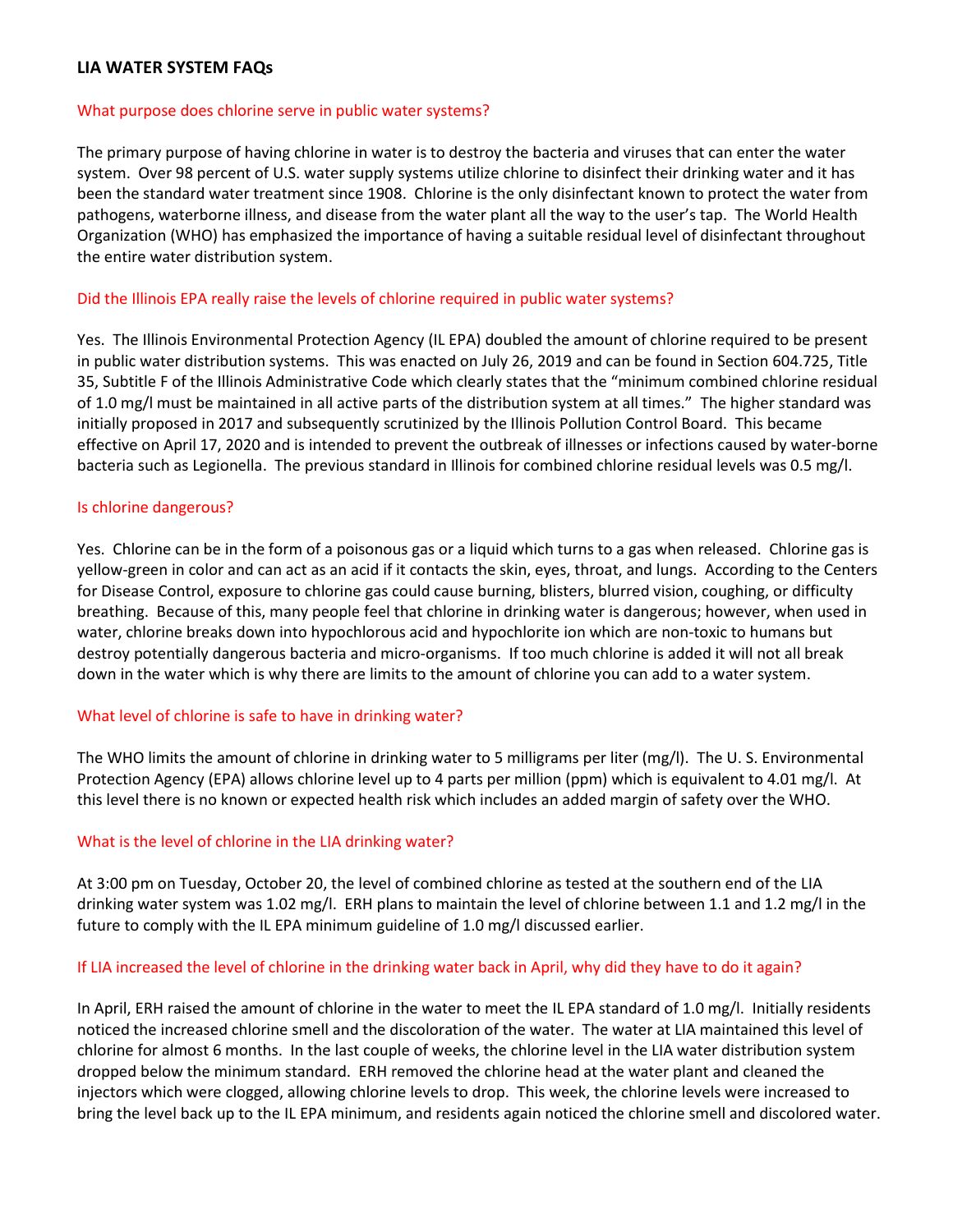# LIA WATER SYSTEM FAQs

## What purpose does chlorine serve in public water systems?

The primary purpose of having chlorine in water is to destroy the bacteria and viruses that can enter the water system. Over 98 percent of U.S. water supply systems utilize chlorine to disinfect their drinking water and it has been the standard water treatment since 1908. Chlorine is the only disinfectant known to protect the water from pathogens, waterborne illness, and disease from the water plant all the way to the user's tap. The World Health Organization (WHO) has emphasized the importance of having a suitable residual level of disinfectant throughout the entire water distribution system.

## Did the Illinois EPA really raise the levels of chlorine required in public water systems?

Yes. The Illinois Environmental Protection Agency (IL EPA) doubled the amount of chlorine required to be present in public water distribution systems. This was enacted on July 26, 2019 and can be found in Section 604.725, Title 35, Subtitle F of the Illinois Administrative Code which clearly states that the "minimum combined chlorine residual of 1.0 mg/l must be maintained in all active parts of the distribution system at all times." The higher standard was initially proposed in 2017 and subsequently scrutinized by the Illinois Pollution Control Board. This became effective on April 17, 2020 and is intended to prevent the outbreak of illnesses or infections caused by water-borne bacteria such as Legionella. The previous standard in Illinois for combined chlorine residual levels was 0.5 mg/l.

## Is chlorine dangerous?

Yes. Chlorine can be in the form of a poisonous gas or a liquid which turns to a gas when released. Chlorine gas is yellow-green in color and can act as an acid if it contacts the skin, eyes, throat, and lungs. According to the Centers for Disease Control, exposure to chlorine gas could cause burning, blisters, blurred vision, coughing, or difficulty breathing. Because of this, many people feel that chlorine in drinking water is dangerous; however, when used in water, chlorine breaks down into hypochlorous acid and hypochlorite ion which are non-toxic to humans but destroy potentially dangerous bacteria and micro-organisms. If too much chlorine is added it will not all break down in the water which is why there are limits to the amount of chlorine you can add to a water system.

## What level of chlorine is safe to have in drinking water?

The WHO limits the amount of chlorine in drinking water to 5 milligrams per liter (mg/l). The U. S. Environmental Protection Agency (EPA) allows chlorine level up to 4 parts per million (ppm) which is equivalent to 4.01 mg/l. At this level there is no known or expected health risk which includes an added margin of safety over the WHO.

## What is the level of chlorine in the LIA drinking water?

At 3:00 pm on Tuesday, October 20, the level of combined chlorine as tested at the southern end of the LIA drinking water system was 1.02 mg/l. ERH plans to maintain the level of chlorine between 1.1 and 1.2 mg/l in the future to comply with the IL EPA minimum guideline of 1.0 mg/l discussed earlier.

## If LIA increased the level of chlorine in the drinking water back in April, why did they have to do it again?

In April, ERH raised the amount of chlorine in the water to meet the IL EPA standard of 1.0 mg/l. Initially residents noticed the increased chlorine smell and the discoloration of the water. The water at LIA maintained this level of chlorine for almost 6 months. In the last couple of weeks, the chlorine level in the LIA water distribution system dropped below the minimum standard. ERH removed the chlorine head at the water plant and cleaned the injectors which were clogged, allowing chlorine levels to drop. This week, the chlorine levels were increased to bring the level back up to the IL EPA minimum, and residents again noticed the chlorine smell and discolored water.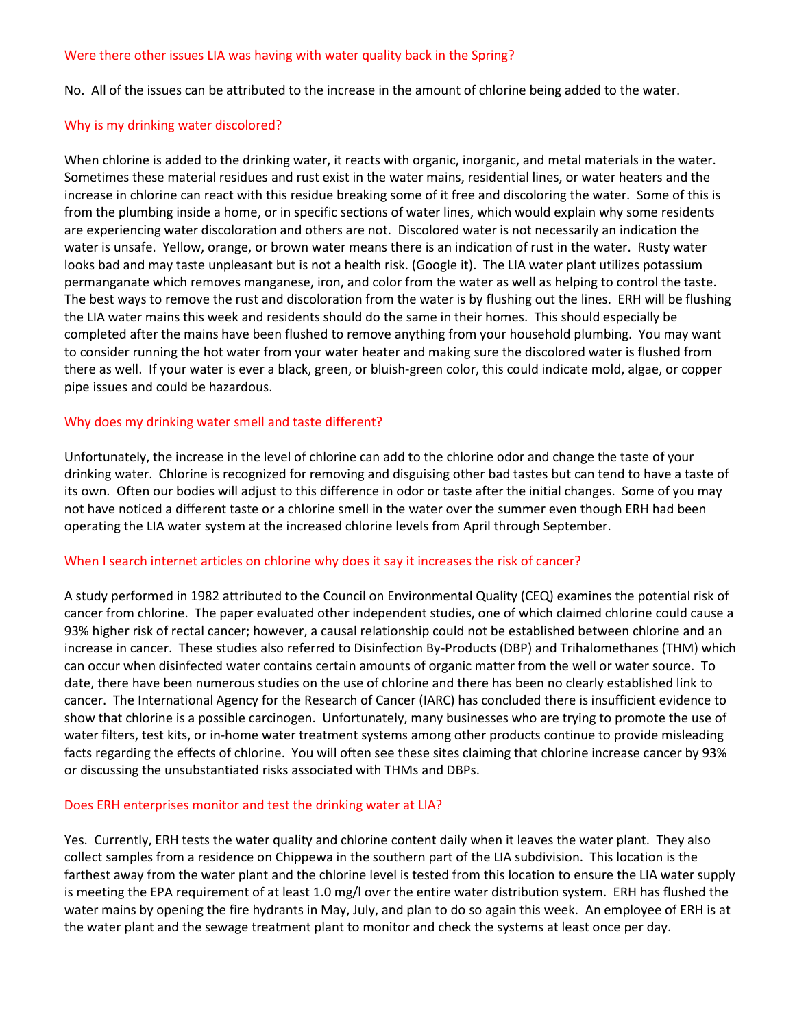## Were there other issues LIA was having with water quality back in the Spring?

No. All of the issues can be attributed to the increase in the amount of chlorine being added to the water.

## Why is my drinking water discolored?

When chlorine is added to the drinking water, it reacts with organic, inorganic, and metal materials in the water. Sometimes these material residues and rust exist in the water mains, residential lines, or water heaters and the increase in chlorine can react with this residue breaking some of it free and discoloring the water. Some of this is from the plumbing inside a home, or in specific sections of water lines, which would explain why some residents are experiencing water discoloration and others are not. Discolored water is not necessarily an indication the water is unsafe. Yellow, orange, or brown water means there is an indication of rust in the water. Rusty water looks bad and may taste unpleasant but is not a health risk. (Google it). The LIA water plant utilizes potassium permanganate which removes manganese, iron, and color from the water as well as helping to control the taste. The best ways to remove the rust and discoloration from the water is by flushing out the lines. ERH will be flushing the LIA water mains this week and residents should do the same in their homes. This should especially be completed after the mains have been flushed to remove anything from your household plumbing. You may want to consider running the hot water from your water heater and making sure the discolored water is flushed from there as well. If your water is ever a black, green, or bluish-green color, this could indicate mold, algae, or copper pipe issues and could be hazardous.

## Why does my drinking water smell and taste different?

Unfortunately, the increase in the level of chlorine can add to the chlorine odor and change the taste of your drinking water. Chlorine is recognized for removing and disguising other bad tastes but can tend to have a taste of its own. Often our bodies will adjust to this difference in odor or taste after the initial changes. Some of you may not have noticed a different taste or a chlorine smell in the water over the summer even though ERH had been operating the LIA water system at the increased chlorine levels from April through September.

## When I search internet articles on chlorine why does it say it increases the risk of cancer?

A study performed in 1982 attributed to the Council on Environmental Quality (CEQ) examines the potential risk of cancer from chlorine. The paper evaluated other independent studies, one of which claimed chlorine could cause a 93% higher risk of rectal cancer; however, a causal relationship could not be established between chlorine and an increase in cancer. These studies also referred to Disinfection By-Products (DBP) and Trihalomethanes (THM) which can occur when disinfected water contains certain amounts of organic matter from the well or water source. To date, there have been numerous studies on the use of chlorine and there has been no clearly established link to cancer. The International Agency for the Research of Cancer (IARC) has concluded there is insufficient evidence to show that chlorine is a possible carcinogen. Unfortunately, many businesses who are trying to promote the use of water filters, test kits, or in-home water treatment systems among other products continue to provide misleading facts regarding the effects of chlorine. You will often see these sites claiming that chlorine increase cancer by 93% or discussing the unsubstantiated risks associated with THMs and DBPs.

## Does ERH enterprises monitor and test the drinking water at LIA?

Yes. Currently, ERH tests the water quality and chlorine content daily when it leaves the water plant. They also collect samples from a residence on Chippewa in the southern part of the LIA subdivision. This location is the farthest away from the water plant and the chlorine level is tested from this location to ensure the LIA water supply is meeting the EPA requirement of at least 1.0 mg/l over the entire water distribution system. ERH has flushed the water mains by opening the fire hydrants in May, July, and plan to do so again this week. An employee of ERH is at the water plant and the sewage treatment plant to monitor and check the systems at least once per day.